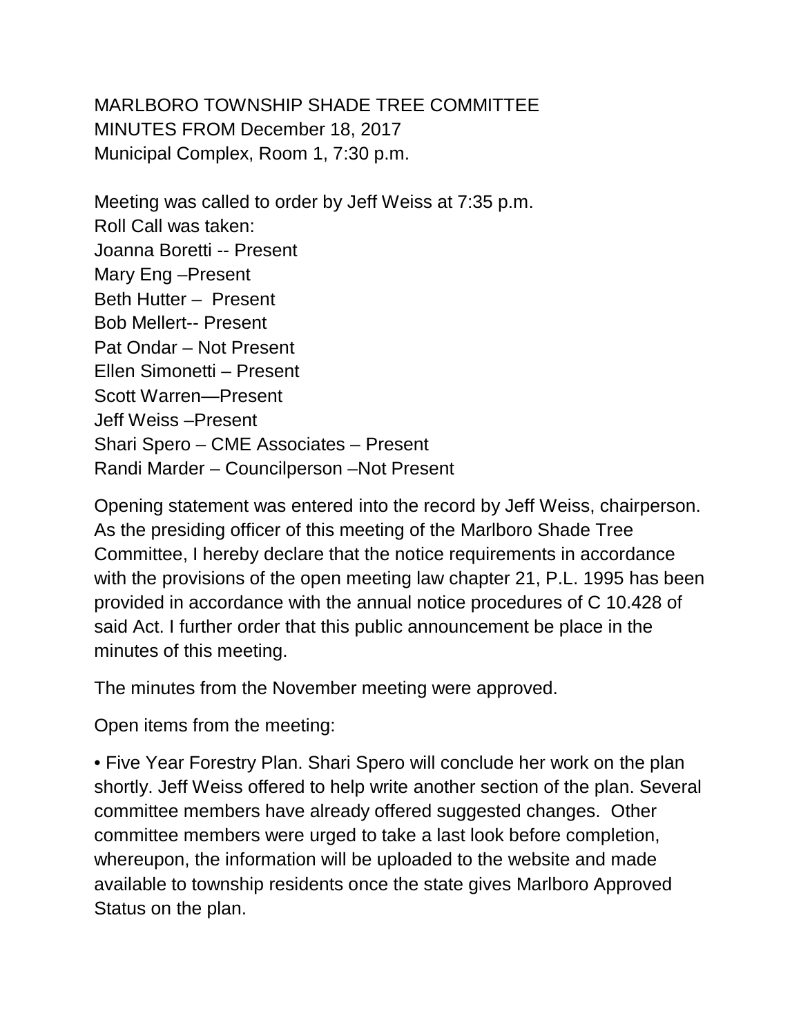MARLBORO TOWNSHIP SHADE TREE COMMITTEE
MINUTES FROM December 18, 2017
Municipal Complex, Room 1, 7:30 p.m.

Meeting was called to order by Jeff Weiss at 7:35 p.m.
Roll Call was taken:
Joanna Boretti -- Present
Mary Eng –Present
Beth Hutter – Present
Bob Mellert-- Present
Pat Ondar – Not Present
Ellen Simonetti – Present
Scott Warren—Present
Jeff Weiss –Present
Shari Spero – CME Associates – Present
Randi Marder – Councilperson –Not Present

Opening statement was entered into the record by Jeff Weiss, chairperson. As the presiding officer of this meeting of the Marlboro Shade Tree Committee, I hereby declare that the notice requirements in accordance with the provisions of the open meeting law chapter 21, P.L. 1995 has been provided in accordance with the annual notice procedures of C 10.428 of said Act. I further order that this public announcement be place in the minutes of this meeting.

The minutes from the November meeting were approved.

Open items from the meeting:

- Five Year Forestry Plan. Shari Spero will conclude her work on the plan shortly. Jeff Weiss offered to help write another section of the plan. Several committee members have already offered suggested changes. Other committee members were urged to take a last look before completion, whereupon, the information will be uploaded to the website and made available to township residents once the state gives Marlboro Approved Status on the plan.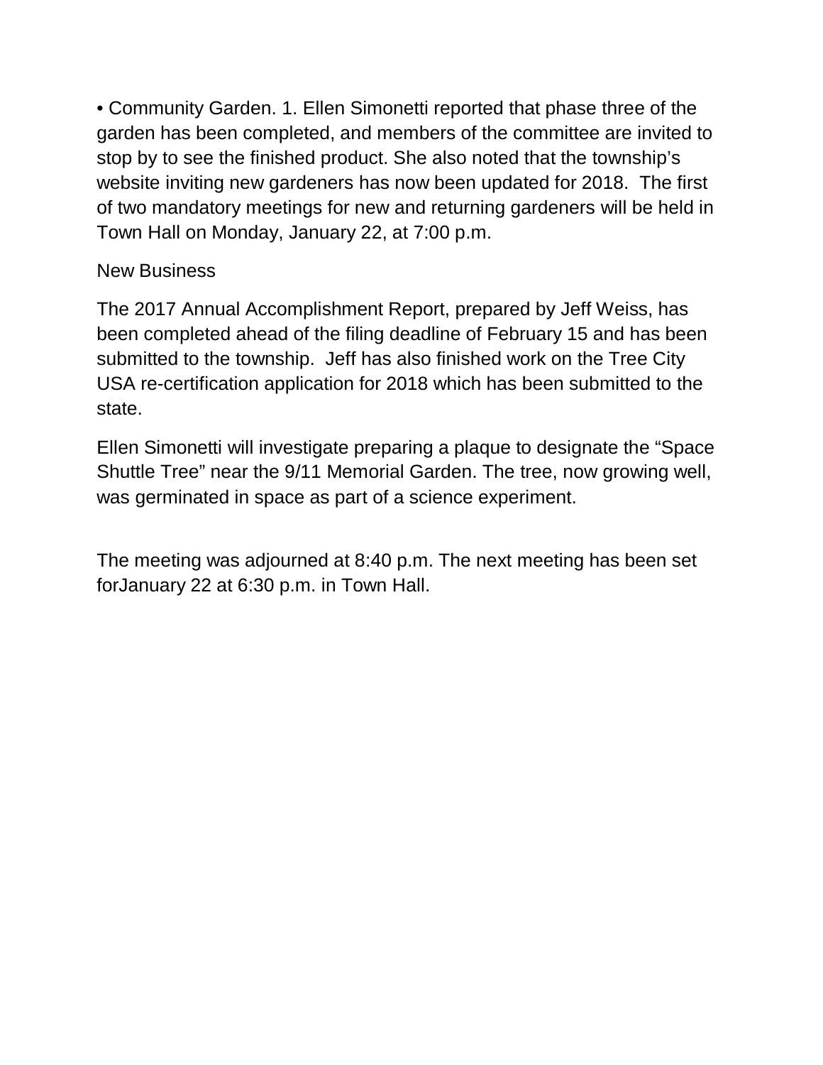• Community Garden. 1. Ellen Simonetti reported that phase three of the garden has been completed, and members of the committee are invited to stop by to see the finished product. She also noted that the township's website inviting new gardeners has now been updated for 2018. The first of two mandatory meetings for new and returning gardeners will be held in Town Hall on Monday, January 22, at 7:00 p.m.

New Business

The 2017 Annual Accomplishment Report, prepared by Jeff Weiss, has been completed ahead of the filing deadline of February 15 and has been submitted to the township. Jeff has also finished work on the Tree City USA re-certification application for 2018 which has been submitted to the state.

Ellen Simonetti will investigate preparing a plaque to designate the "Space Shuttle Tree" near the 9/11 Memorial Garden. The tree, now growing well, was germinated in space as part of a science experiment.

The meeting was adjourned at 8:40 p.m. The next meeting has been set forJanuary 22 at 6:30 p.m. in Town Hall.